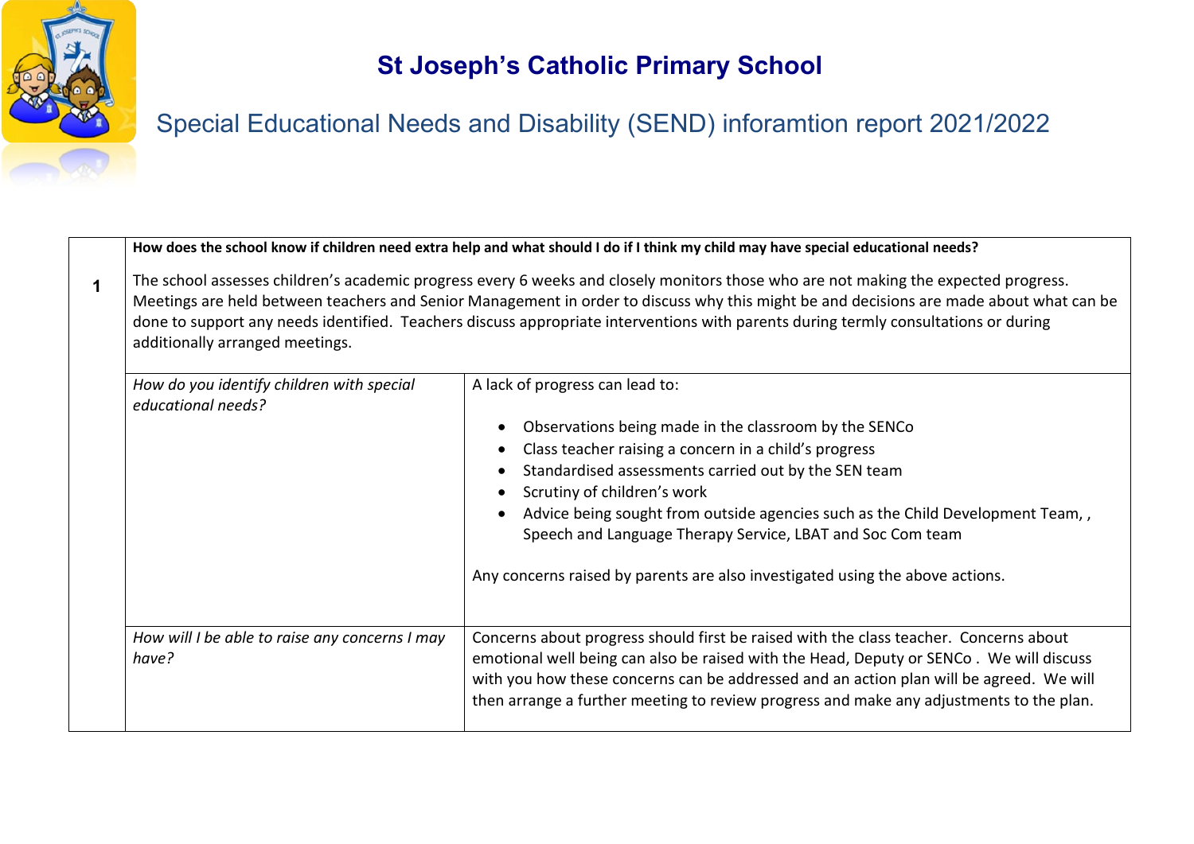# St Joseph's Catholic Primary School

## Special Educational Needs and Disability (SEND) inforamtion report 2021/2022

| | | |
|---|---|---|
| **1** | **How does the school know if children need extra help and what should I do if I think my child may have special educational needs?**<br><br>The school assesses children's academic progress every 6 weeks and closely monitors those who are not making the expected progress. Meetings are held between teachers and Senior Management in order to discuss why this might be and decisions are made about what can be done to support any needs identified. Teachers discuss appropriate interventions with parents during termly consultations or during additionally arranged meetings. | |
| | *How do you identify children with special educational needs?* | A lack of progress can lead to:<br><br>• Observations being made in the classroom by the SENCo<br>• Class teacher raising a concern in a child's progress<br>• Standardised assessments carried out by the SEN team<br>• Scrutiny of children's work<br>• Advice being sought from outside agencies such as the Child Development Team, , Speech and Language Therapy Service, LBAT and Soc Com team<br><br>Any concerns raised by parents are also investigated using the above actions. |
| | *How will I be able to raise any concerns I may have?* | Concerns about progress should first be raised with the class teacher. Concerns about emotional well being can also be raised with the Head, Deputy or SENCo . We will discuss with you how these concerns can be addressed and an action plan will be agreed. We will then arrange a further meeting to review progress and make any adjustments to the plan. |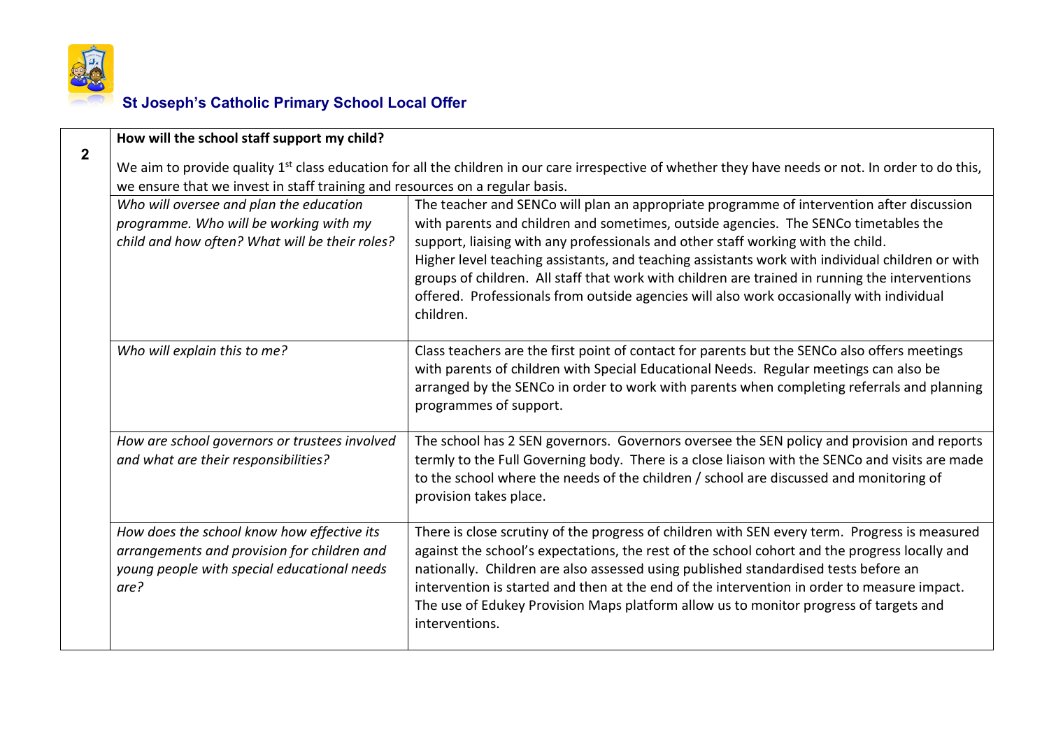## St Joseph's Catholic Primary School Local Offer

| 2 | How will the school staff support my child? | |
|---|---|---|
| | We aim to provide quality 1st class education for all the children in our care irrespective of whether they have needs or not. In order to do this, we ensure that we invest in staff training and resources on a regular basis. | |
| | *Who will oversee and plan the education programme. Who will be working with my child and how often? What will be their roles?* | The teacher and SENCo will plan an appropriate programme of intervention after discussion with parents and children and sometimes, outside agencies. The SENCo timetables the support, liaising with any professionals and other staff working with the child. Higher level teaching assistants, and teaching assistants work with individual children or with groups of children. All staff that work with children are trained in running the interventions offered. Professionals from outside agencies will also work occasionally with individual children. |
| | *Who will explain this to me?* | Class teachers are the first point of contact for parents but the SENCo also offers meetings with parents of children with Special Educational Needs. Regular meetings can also be arranged by the SENCo in order to work with parents when completing referrals and planning programmes of support. |
| | *How are school governors or trustees involved and what are their responsibilities?* | The school has 2 SEN governors. Governors oversee the SEN policy and provision and reports termly to the Full Governing body. There is a close liaison with the SENCo and visits are made to the school where the needs of the children / school are discussed and monitoring of provision takes place. |
| | *How does the school know how effective its arrangements and provision for children and young people with special educational needs are?* | There is close scrutiny of the progress of children with SEN every term. Progress is measured against the school's expectations, the rest of the school cohort and the progress locally and nationally. Children are also assessed using published standardised tests before an intervention is started and then at the end of the intervention in order to measure impact. The use of Edukey Provision Maps platform allow us to monitor progress of targets and interventions. |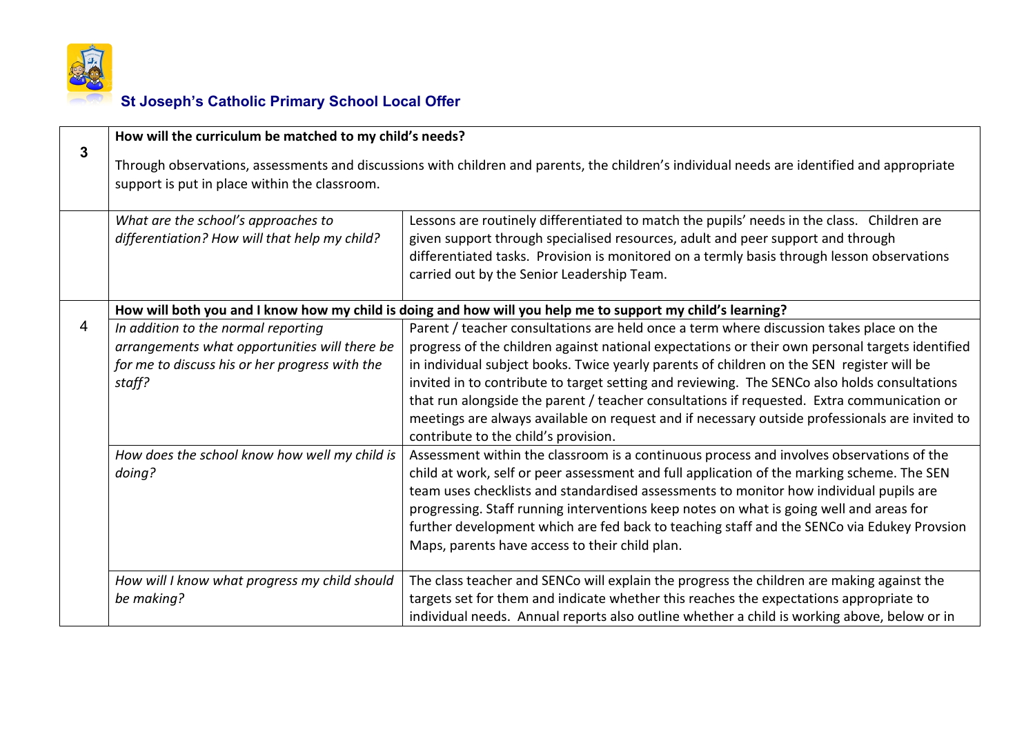**St Joseph's Catholic Primary School Local Offer**

| | | |
|---|---|---|
| **3** | **How will the curriculum be matched to my child's needs?**<br><br>Through observations, assessments and discussions with children and parents, the children's individual needs are identified and appropriate support is put in place within the classroom. | |
| | *What are the school's approaches to differentiation? How will that help my child?* | Lessons are routinely differentiated to match the pupils' needs in the class. Children are given support through specialised resources, adult and peer support and through differentiated tasks. Provision is monitored on a termly basis through lesson observations carried out by the Senior Leadership Team. |
| 4 | **How will both you and I know how my child is doing and how will you help me to support my child's learning?** | |
| | *In addition to the normal reporting arrangements what opportunities will there be for me to discuss his or her progress with the staff?* | Parent / teacher consultations are held once a term where discussion takes place on the progress of the children against national expectations or their own personal targets identified in individual subject books. Twice yearly parents of children on the SEN register will be invited in to contribute to target setting and reviewing. The SENCo also holds consultations that run alongside the parent / teacher consultations if requested. Extra communication or meetings are always available on request and if necessary outside professionals are invited to contribute to the child's provision. |
| | *How does the school know how well my child is doing?* | Assessment within the classroom is a continuous process and involves observations of the child at work, self or peer assessment and full application of the marking scheme. The SEN team uses checklists and standardised assessments to monitor how individual pupils are progressing. Staff running interventions keep notes on what is going well and areas for further development which are fed back to teaching staff and the SENCo via Edukey Provsion Maps, parents have access to their child plan. |
| | *How will I know what progress my child should be making?* | The class teacher and SENCo will explain the progress the children are making against the targets set for them and indicate whether this reaches the expectations appropriate to individual needs. Annual reports also outline whether a child is working above, below or in |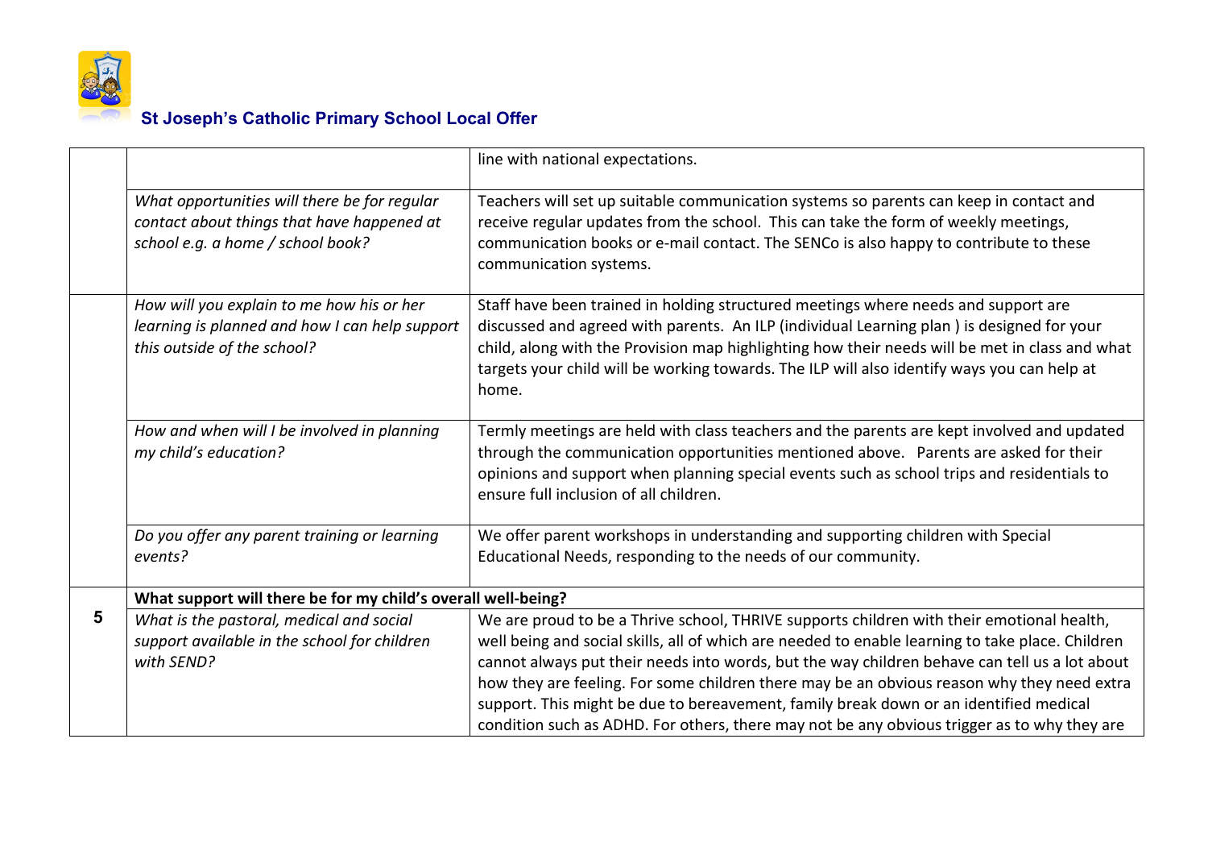| | | |
|---|---|---|
| | | line with national expectations. |
| | *What opportunities will there be for regular contact about things that have happened at school e.g. a home / school book?* | Teachers will set up suitable communication systems so parents can keep in contact and receive regular updates from the school. This can take the form of weekly meetings, communication books or e-mail contact. The SENCo is also happy to contribute to these communication systems. |
| | *How will you explain to me how his or her learning is planned and how I can help support this outside of the school?* | Staff have been trained in holding structured meetings where needs and support are discussed and agreed with parents. An ILP (individual Learning plan ) is designed for your child, along with the Provision map highlighting how their needs will be met in class and what targets your child will be working towards. The ILP will also identify ways you can help at home. |
| | *How and when will I be involved in planning my child's education?* | Termly meetings are held with class teachers and the parents are kept involved and updated through the communication opportunities mentioned above. Parents are asked for their opinions and support when planning special events such as school trips and residentials to ensure full inclusion of all children. |
| | *Do you offer any parent training or learning events?* | We offer parent workshops in understanding and supporting children with Special Educational Needs, responding to the needs of our community. |
| **5** | **What support will there be for my child's overall well-being?** | |
| | *What is the pastoral, medical and social support available in the school for children with SEND?* | We are proud to be a Thrive school, THRIVE supports children with their emotional health, well being and social skills, all of which are needed to enable learning to take place. Children cannot always put their needs into words, but the way children behave can tell us a lot about how they are feeling. For some children there may be an obvious reason why they need extra support. This might be due to bereavement, family break down or an identified medical condition such as ADHD. For others, there may not be any obvious trigger as to why they are |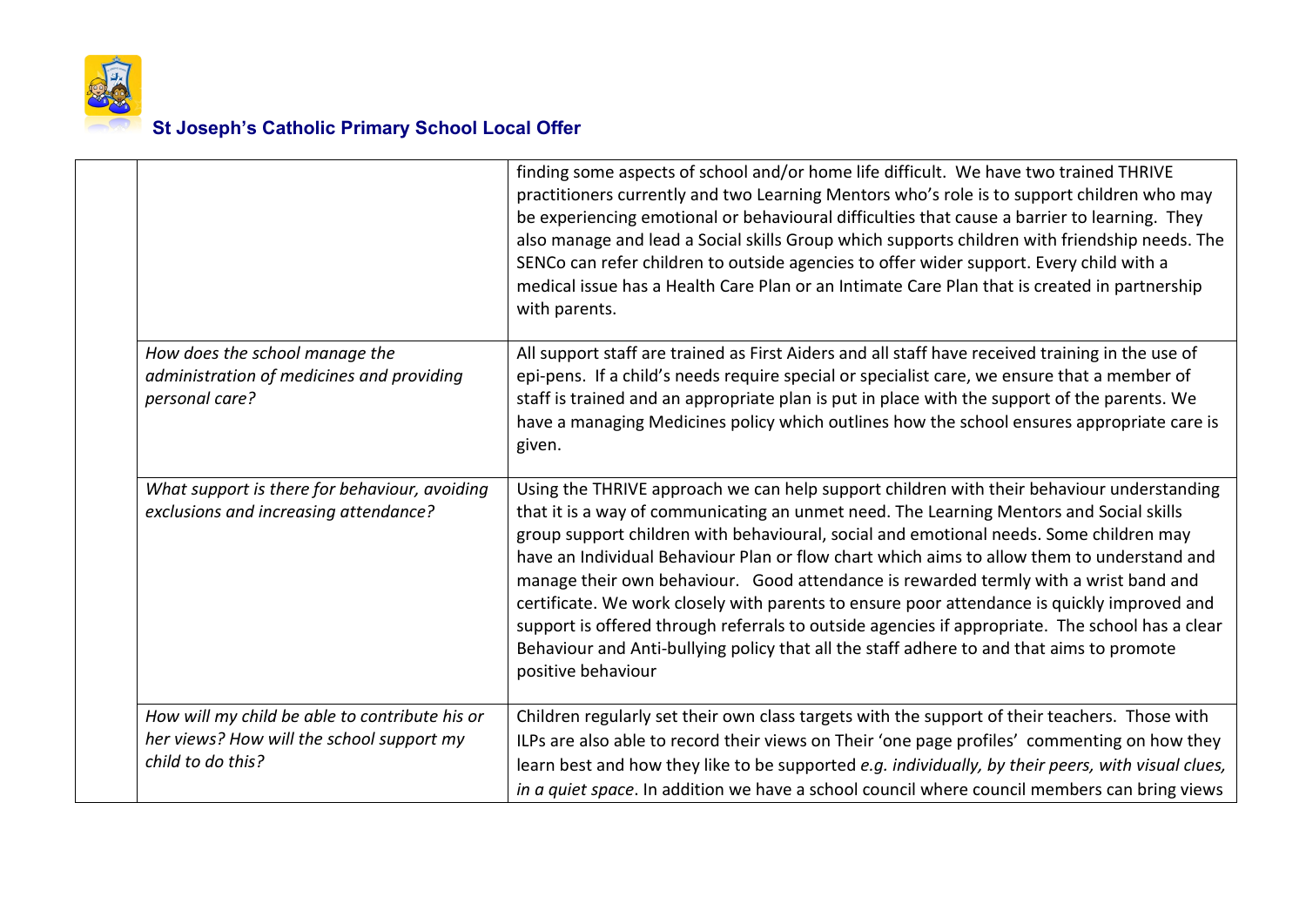| | | |
|---|---|---|
| | | finding some aspects of school and/or home life difficult. We have two trained THRIVE practitioners currently and two Learning Mentors who's role is to support children who may be experiencing emotional or behavioural difficulties that cause a barrier to learning. They also manage and lead a Social skills Group which supports children with friendship needs. The SENCo can refer children to outside agencies to offer wider support. Every child with a medical issue has a Health Care Plan or an Intimate Care Plan that is created in partnership with parents. |
| | *How does the school manage the administration of medicines and providing personal care?* | All support staff are trained as First Aiders and all staff have received training in the use of epi-pens. If a child's needs require special or specialist care, we ensure that a member of staff is trained and an appropriate plan is put in place with the support of the parents. We have a managing Medicines policy which outlines how the school ensures appropriate care is given. |
| | *What support is there for behaviour, avoiding exclusions and increasing attendance?* | Using the THRIVE approach we can help support children with their behaviour understanding that it is a way of communicating an unmet need. The Learning Mentors and Social skills group support children with behavioural, social and emotional needs. Some children may have an Individual Behaviour Plan or flow chart which aims to allow them to understand and manage their own behaviour. Good attendance is rewarded termly with a wrist band and certificate. We work closely with parents to ensure poor attendance is quickly improved and support is offered through referrals to outside agencies if appropriate. The school has a clear Behaviour and Anti-bullying policy that all the staff adhere to and that aims to promote positive behaviour |
| | *How will my child be able to contribute his or her views? How will the school support my child to do this?* | Children regularly set their own class targets with the support of their teachers. Those with ILPs are also able to record their views on Their 'one page profiles' commenting on how they learn best and how they like to be supported *e.g. individually, by their peers, with visual clues, in a quiet space*. In addition we have a school council where council members can bring views |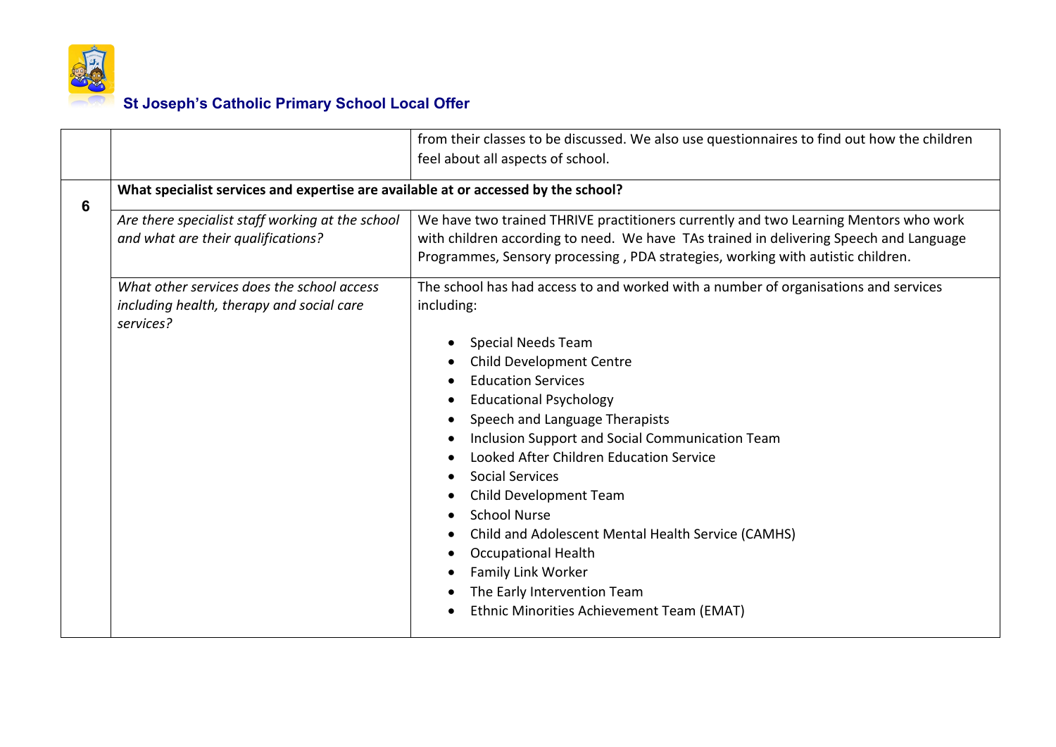| | | |
|---|---|---|
| | | from their classes to be discussed. We also use questionnaires to find out how the children feel about all aspects of school. |
| **6** | **What specialist services and expertise are available at or accessed by the school?** | |
| | *Are there specialist staff working at the school and what are their qualifications?* | We have two trained THRIVE practitioners currently and two Learning Mentors who work with children according to need. We have TAs trained in delivering Speech and Language Programmes, Sensory processing , PDA strategies, working with autistic children. |
| | *What other services does the school access including health, therapy and social care services?* | The school has had access to and worked with a number of organisations and services including:<br><br>• Special Needs Team<br>• Child Development Centre<br>• Education Services<br>• Educational Psychology<br>• Speech and Language Therapists<br>• Inclusion Support and Social Communication Team<br>• Looked After Children Education Service<br>• Social Services<br>• Child Development Team<br>• School Nurse<br>• Child and Adolescent Mental Health Service (CAMHS)<br>• Occupational Health<br>• Family Link Worker<br>• The Early Intervention Team<br>• Ethnic Minorities Achievement Team (EMAT) |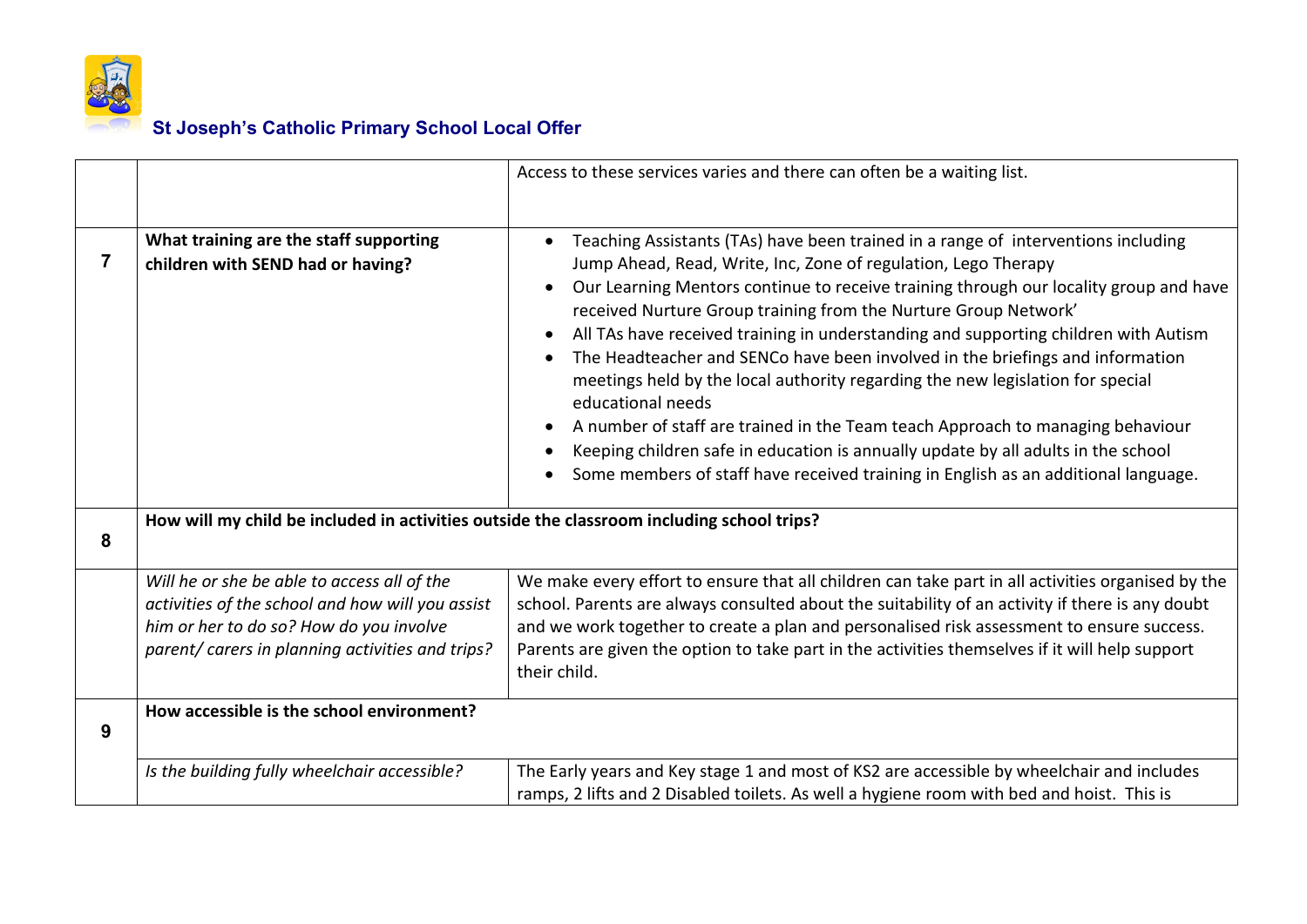| | | |
|---|---|---|
| | | Access to these services varies and there can often be a waiting list. |
| **7** | **What training are the staff supporting children with SEND had or having?** | • Teaching Assistants (TAs) have been trained in a range of interventions including Jump Ahead, Read, Write, Inc, Zone of regulation, Lego Therapy<br>• Our Learning Mentors continue to receive training through our locality group and have received Nurture Group training from the Nurture Group Network'<br>• All TAs have received training in understanding and supporting children with Autism<br>• The Headteacher and SENCo have been involved in the briefings and information meetings held by the local authority regarding the new legislation for special educational needs<br>• A number of staff are trained in the Team teach Approach to managing behaviour<br>• Keeping children safe in education is annually update by all adults in the school<br>• Some members of staff have received training in English as an additional language. |
| **8** | **How will my child be included in activities outside the classroom including school trips?** | |
| | *Will he or she be able to access all of the activities of the school and how will you assist him or her to do so? How do you involve parent/ carers in planning activities and trips?* | We make every effort to ensure that all children can take part in all activities organised by the school. Parents are always consulted about the suitability of an activity if there is any doubt and we work together to create a plan and personalised risk assessment to ensure success. Parents are given the option to take part in the activities themselves if it will help support their child. |
| **9** | **How accessible is the school environment?** | |
| | *Is the building fully wheelchair accessible?* | The Early years and Key stage 1 and most of KS2 are accessible by wheelchair and includes ramps, 2 lifts and 2 Disabled toilets. As well a hygiene room with bed and hoist. This is |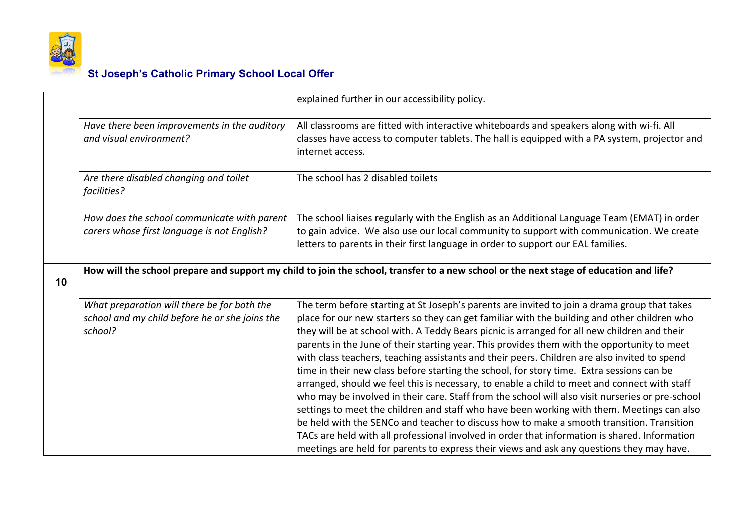| | | |
|---|---|---|
| | | explained further in our accessibility policy. |
| | *Have there been improvements in the auditory and visual environment?* | All classrooms are fitted with interactive whiteboards and speakers along with wi-fi. All classes have access to computer tablets. The hall is equipped with a PA system, projector and internet access. |
| | *Are there disabled changing and toilet facilities?* | The school has 2 disabled toilets |
| | *How does the school communicate with parent carers whose first language is not English?* | The school liaises regularly with the English as an Additional Language Team (EMAT) in order to gain advice. We also use our local community to support with communication. We create letters to parents in their first language in order to support our EAL families. |
| **10** | **How will the school prepare and support my child to join the school, transfer to a new school or the next stage of education and life?** | |
| | *What preparation will there be for both the school and my child before he or she joins the school?* | The term before starting at St Joseph's parents are invited to join a drama group that takes place for our new starters so they can get familiar with the building and other children who they will be at school with. A Teddy Bears picnic is arranged for all new children and their parents in the June of their starting year. This provides them with the opportunity to meet with class teachers, teaching assistants and their peers. Children are also invited to spend time in their new class before starting the school, for story time. Extra sessions can be arranged, should we feel this is necessary, to enable a child to meet and connect with staff who may be involved in their care. Staff from the school will also visit nurseries or pre-school settings to meet the children and staff who have been working with them. Meetings can also be held with the SENCo and teacher to discuss how to make a smooth transition. Transition TACs are held with all professional involved in order that information is shared. Information meetings are held for parents to express their views and ask any questions they may have. |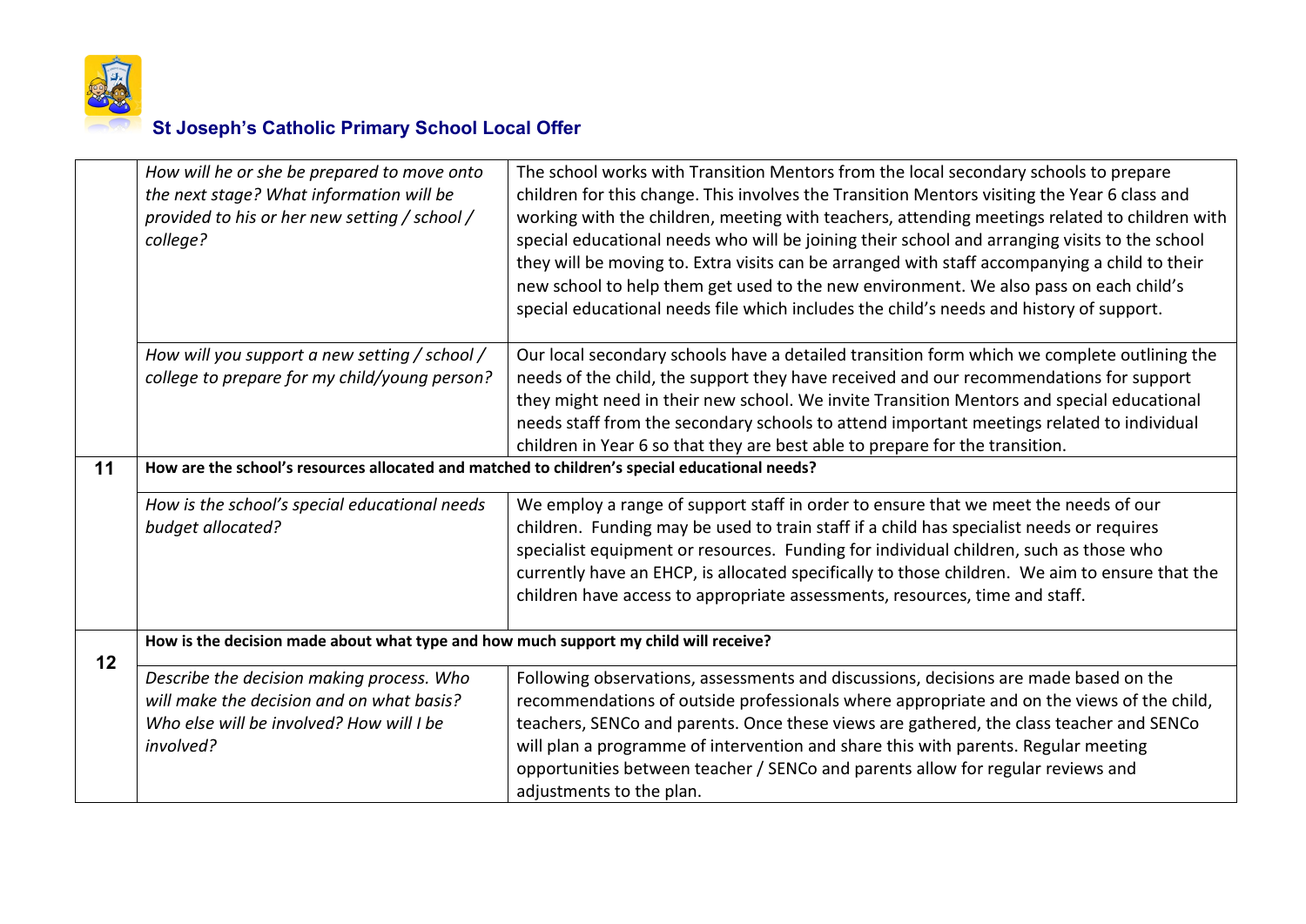**St Joseph's Catholic Primary School Local Offer**

| | | |
|---|---|---|
| | *How will he or she be prepared to move onto the next stage? What information will be provided to his or her new setting / school / college?* | The school works with Transition Mentors from the local secondary schools to prepare children for this change. This involves the Transition Mentors visiting the Year 6 class and working with the children, meeting with teachers, attending meetings related to children with special educational needs who will be joining their school and arranging visits to the school they will be moving to. Extra visits can be arranged with staff accompanying a child to their new school to help them get used to the new environment. We also pass on each child's special educational needs file which includes the child's needs and history of support. |
| | *How will you support a new setting / school / college to prepare for my child/young person?* | Our local secondary schools have a detailed transition form which we complete outlining the needs of the child, the support they have received and our recommendations for support they might need in their new school. We invite Transition Mentors and special educational needs staff from the secondary schools to attend important meetings related to individual children in Year 6 so that they are best able to prepare for the transition. |
| **11** | **How are the school's resources allocated and matched to children's special educational needs?** | |
| | *How is the school's special educational needs budget allocated?* | We employ a range of support staff in order to ensure that we meet the needs of our children. Funding may be used to train staff if a child has specialist needs or requires specialist equipment or resources. Funding for individual children, such as those who currently have an EHCP, is allocated specifically to those children. We aim to ensure that the children have access to appropriate assessments, resources, time and staff. |
| **12** | **How is the decision made about what type and how much support my child will receive?** | |
| | *Describe the decision making process. Who will make the decision and on what basis? Who else will be involved? How will I be involved?* | Following observations, assessments and discussions, decisions are made based on the recommendations of outside professionals where appropriate and on the views of the child, teachers, SENCo and parents. Once these views are gathered, the class teacher and SENCo will plan a programme of intervention and share this with parents. Regular meeting opportunities between teacher / SENCo and parents allow for regular reviews and adjustments to the plan. |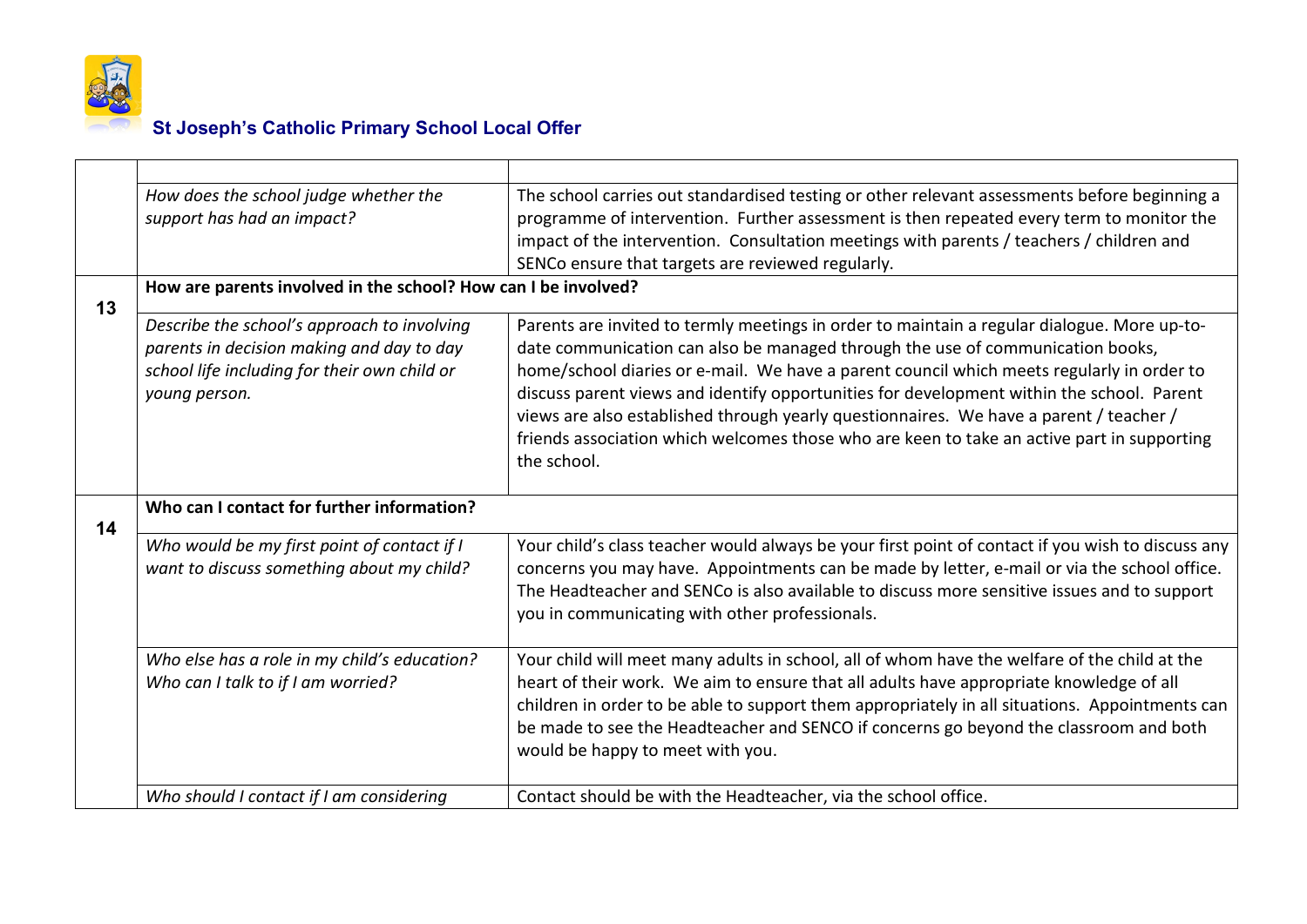**St Joseph's Catholic Primary School Local Offer**

| | | |
|---|---|---|
| | | |
| | *How does the school judge whether the support has had an impact?* | The school carries out standardised testing or other relevant assessments before beginning a programme of intervention. Further assessment is then repeated every term to monitor the impact of the intervention. Consultation meetings with parents / teachers / children and SENCo ensure that targets are reviewed regularly. |
| **13** | **How are parents involved in the school? How can I be involved?** | |
| | *Describe the school's approach to involving parents in decision making and day to day school life including for their own child or young person.* | Parents are invited to termly meetings in order to maintain a regular dialogue. More up-to-date communication can also be managed through the use of communication books, home/school diaries or e-mail. We have a parent council which meets regularly in order to discuss parent views and identify opportunities for development within the school. Parent views are also established through yearly questionnaires. We have a parent / teacher / friends association which welcomes those who are keen to take an active part in supporting the school. |
| **14** | **Who can I contact for further information?** | |
| | *Who would be my first point of contact if I want to discuss something about my child?* | Your child's class teacher would always be your first point of contact if you wish to discuss any concerns you may have. Appointments can be made by letter, e-mail or via the school office. The Headteacher and SENCo is also available to discuss more sensitive issues and to support you in communicating with other professionals. |
| | *Who else has a role in my child's education? Who can I talk to if I am worried?* | Your child will meet many adults in school, all of whom have the welfare of the child at the heart of their work. We aim to ensure that all adults have appropriate knowledge of all children in order to be able to support them appropriately in all situations. Appointments can be made to see the Headteacher and SENCO if concerns go beyond the classroom and both would be happy to meet with you. |
| | *Who should I contact if I am considering* | Contact should be with the Headteacher, via the school office. |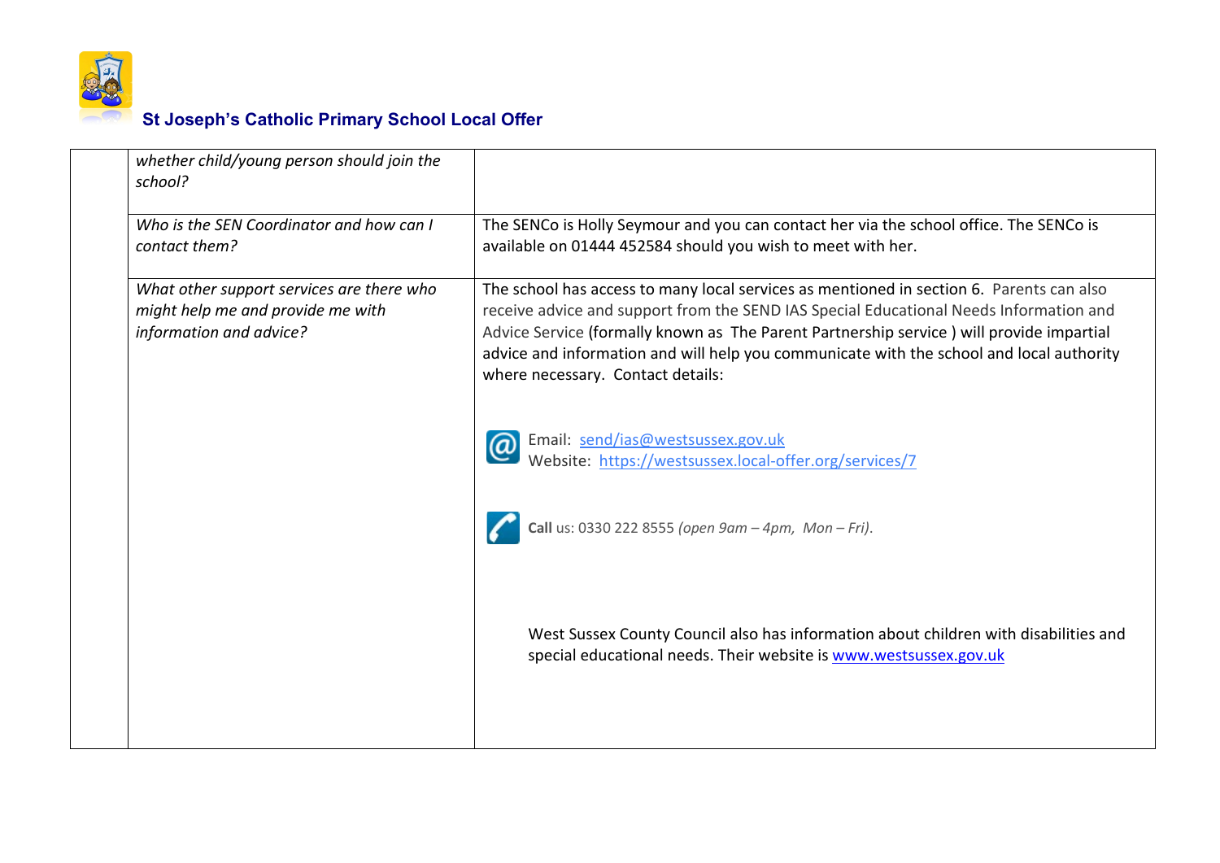| | | |
|---|---|---|
| | *whether child/young person should join the school?* | |
| | *Who is the SEN Coordinator and how can I contact them?* | The SENCo is Holly Seymour and you can contact her via the school office. The SENCo is available on 01444 452584 should you wish to meet with her. |
| | *What other support services are there who might help me and provide me with information and advice?* | The school has access to many local services as mentioned in section 6. Parents can also receive advice and support from the SEND IAS Special Educational Needs Information and Advice Service (formally known as The Parent Partnership service ) will provide impartial advice and information and will help you communicate with the school and local authority where necessary. Contact details:<br><br>Email: send/ias@westsussex.gov.uk<br>Website: https://westsussex.local-offer.org/services/7<br><br>**Call** us: 0330 222 8555 *(open 9am – 4pm, Mon – Fri).*<br><br>West Sussex County Council also has information about children with disabilities and special educational needs. Their website is www.westsussex.gov.uk |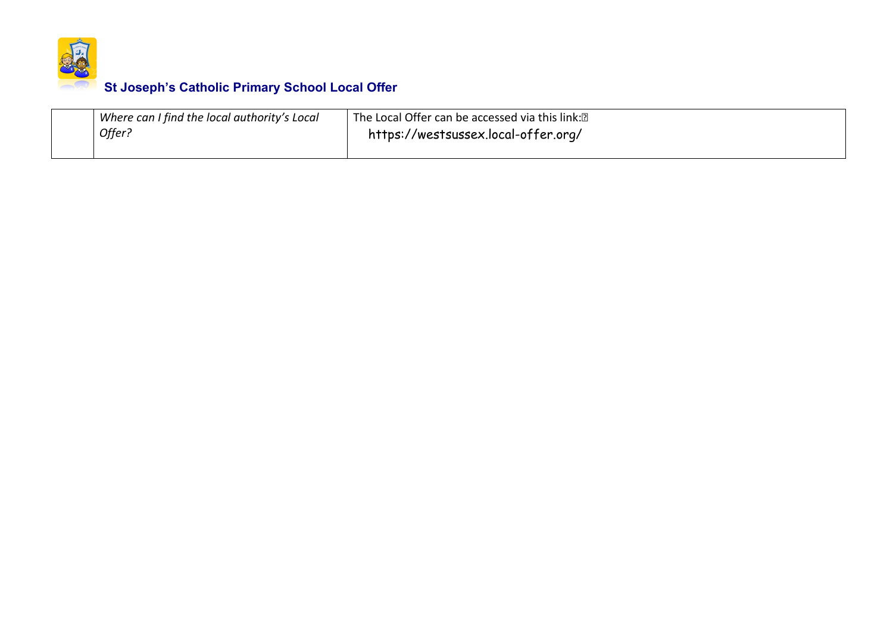**St Joseph's Catholic Primary School Local Offer**

| | | |
|---|---|---|
| | *Where can I find the local authority's Local Offer?* | The Local Offer can be accessed via this link: https://westsussex.local-offer.org/ |